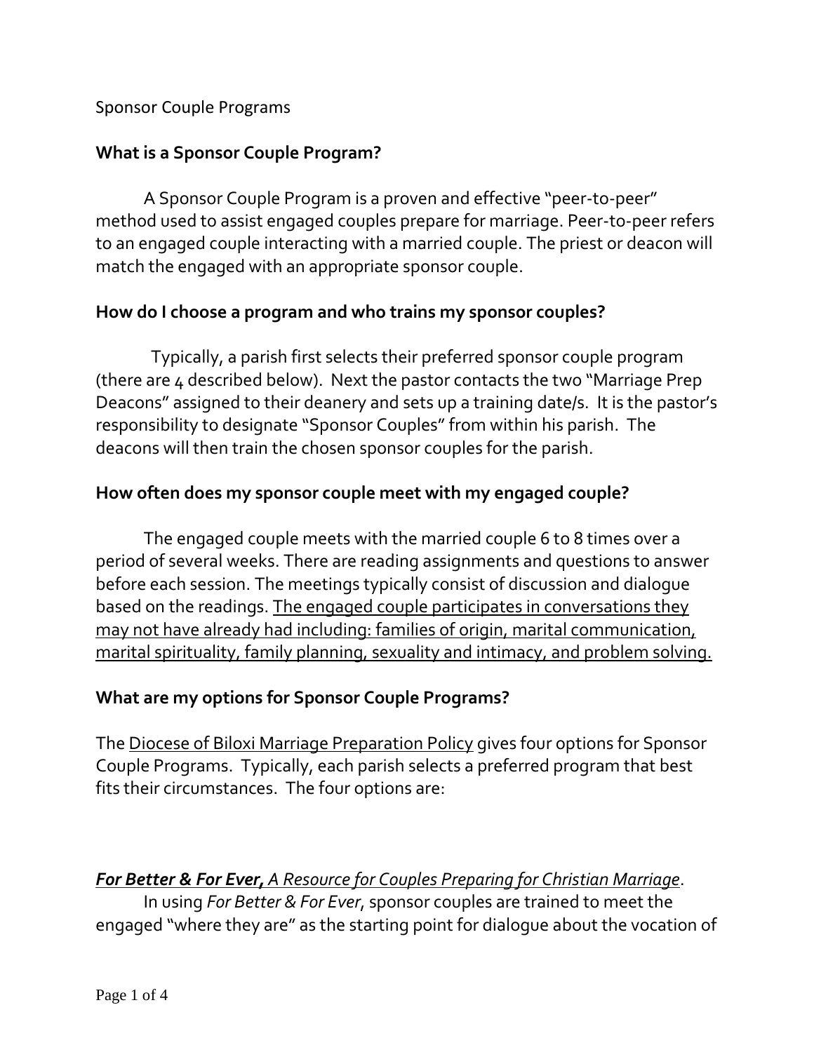Sponsor Couple Programs

**What is a Sponsor Couple Program?**

A Sponsor Couple Program is a proven and effective "peer-to-peer" method used to assist engaged couples prepare for marriage. Peer-to-peer refers to an engaged couple interacting with a married couple. The priest or deacon will match the engaged with an appropriate sponsor couple.

**How do I choose a program and who trains my sponsor couples?**

Typically, a parish first selects their preferred sponsor couple program (there are 4 described below). Next the pastor contacts the two "Marriage Prep Deacons" assigned to their deanery and sets up a training date/s. It is the pastor's responsibility to designate "Sponsor Couples" from within his parish. The deacons will then train the chosen sponsor couples for the parish.

**How often does my sponsor couple meet with my engaged couple?**

The engaged couple meets with the married couple 6 to 8 times over a period of several weeks. There are reading assignments and questions to answer before each session. The meetings typically consist of discussion and dialogue based on the readings. <u>The engaged couple participates in conversations they may not have already had including: families of origin, marital communication, marital spirituality, family planning, sexuality and intimacy, and problem solving.</u>

**What are my options for Sponsor Couple Programs?**

The <u>Diocese of Biloxi Marriage Preparation Policy</u> gives four options for Sponsor Couple Programs. Typically, each parish selects a preferred program that best fits their circumstances. The four options are:

<u>***For Better & For Ever,*** *A Resource for Couples Preparing for Christian Marriage*</u>.

In using *For Better & For Ever*, sponsor couples are trained to meet the engaged "where they are" as the starting point for dialogue about the vocation of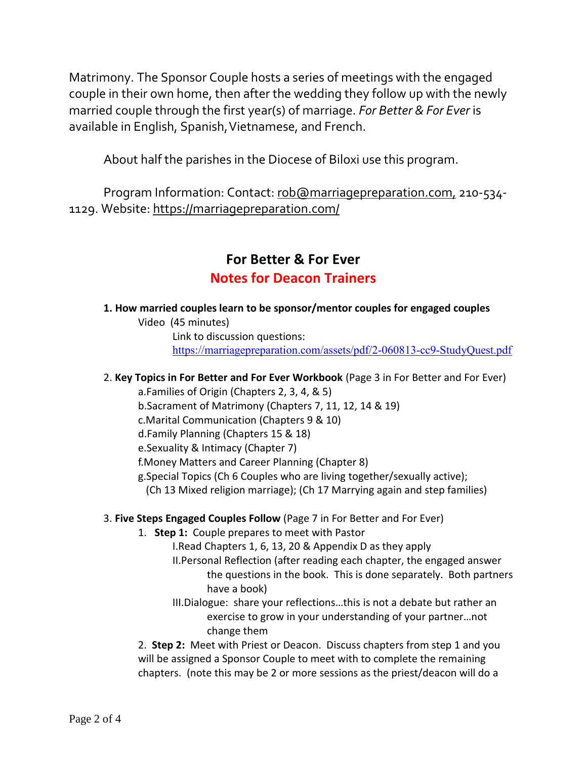Matrimony. The Sponsor Couple hosts a series of meetings with the engaged couple in their own home, then after the wedding they follow up with the newly married couple through the first year(s) of marriage. *For Better & For Ever* is available in English, Spanish, Vietnamese, and French.

About half the parishes in the Diocese of Biloxi use this program.

Program Information: Contact: rob@marriagepreparation.com, 210-534-1129. Website: https://marriagepreparation.com/

## For Better & For Ever

## Notes for Deacon Trainers

1. **How married couples learn to be sponsor/mentor couples for engaged couples**
   - Video (45 minutes)
     - Link to discussion questions: https://marriagepreparation.com/assets/pdf/2-060813-cc9-StudyQuest.pdf

2. **Key Topics in For Better and For Ever Workbook** (Page 3 in For Better and For Ever)
   - a. Families of Origin (Chapters 2, 3, 4, & 5)
   - b. Sacrament of Matrimony (Chapters 7, 11, 12, 14 & 19)
   - c. Marital Communication (Chapters 9 & 10)
   - d. Family Planning (Chapters 15 & 18)
   - e. Sexuality & Intimacy (Chapter 7)
   - f. Money Matters and Career Planning (Chapter 8)
   - g. Special Topics (Ch 6 Couples who are living together/sexually active); (Ch 13 Mixed religion marriage); (Ch 17 Marrying again and step families)

3. **Five Steps Engaged Couples Follow** (Page 7 in For Better and For Ever)
   1. **Step 1:** Couple prepares to meet with Pastor
      - I. Read Chapters 1, 6, 13, 20 & Appendix D as they apply
      - II. Personal Reflection (after reading each chapter, the engaged answer the questions in the book. This is done separately. Both partners have a book)
      - III. Dialogue: share your reflections…this is not a debate but rather an exercise to grow in your understanding of your partner…not change them
   2. **Step 2:** Meet with Priest or Deacon. Discuss chapters from step 1 and you will be assigned a Sponsor Couple to meet with to complete the remaining chapters. (note this may be 2 or more sessions as the priest/deacon will do a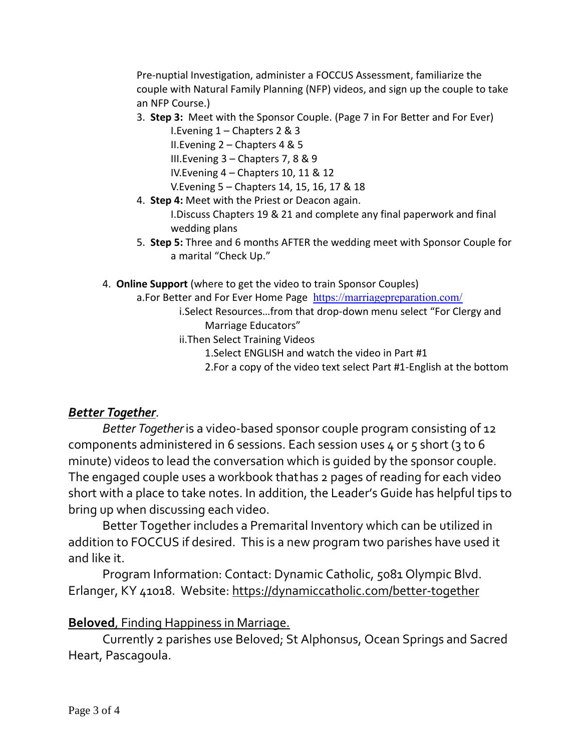Pre-nuptial Investigation, administer a FOCCUS Assessment, familiarize the couple with Natural Family Planning (NFP) videos, and sign up the couple to take an NFP Course.)

3. **Step 3:** Meet with the Sponsor Couple. (Page 7 in For Better and For Ever)
    - I. Evening 1 – Chapters 2 & 3
    - II. Evening 2 – Chapters 4 & 5
    - III. Evening 3 – Chapters 7, 8 & 9
    - IV. Evening 4 – Chapters 10, 11 & 12
    - V. Evening 5 – Chapters 14, 15, 16, 17 & 18
4. **Step 4:** Meet with the Priest or Deacon again.
    - I. Discuss Chapters 19 & 21 and complete any final paperwork and final wedding plans
5. **Step 5:** Three and 6 months AFTER the wedding meet with Sponsor Couple for a marital "Check Up."

4. **Online Support** (where to get the video to train Sponsor Couples)
    - a. For Better and For Ever Home Page https://marriagepreparation.com/
        - i. Select Resources…from that drop-down menu select "For Clergy and Marriage Educators"
        - ii. Then Select Training Videos
            1. Select ENGLISH and watch the video in Part #1
            2. For a copy of the video text select Part #1-English at the bottom

***Better Together***.

*Better Together* is a video-based sponsor couple program consisting of 12 components administered in 6 sessions. Each session uses 4 or 5 short (3 to 6 minute) videos to lead the conversation which is guided by the sponsor couple. The engaged couple uses a workbook that has 2 pages of reading for each video short with a place to take notes. In addition, the Leader's Guide has helpful tips to bring up when discussing each video.

Better Together includes a Premarital Inventory which can be utilized in addition to FOCCUS if desired. This is a new program two parishes have used it and like it.

Program Information: Contact: Dynamic Catholic, 5081 Olympic Blvd. Erlanger, KY 41018. Website: https://dynamiccatholic.com/better-together

**Beloved**, Finding Happiness in Marriage.

Currently 2 parishes use Beloved; St Alphonsus, Ocean Springs and Sacred Heart, Pascagoula.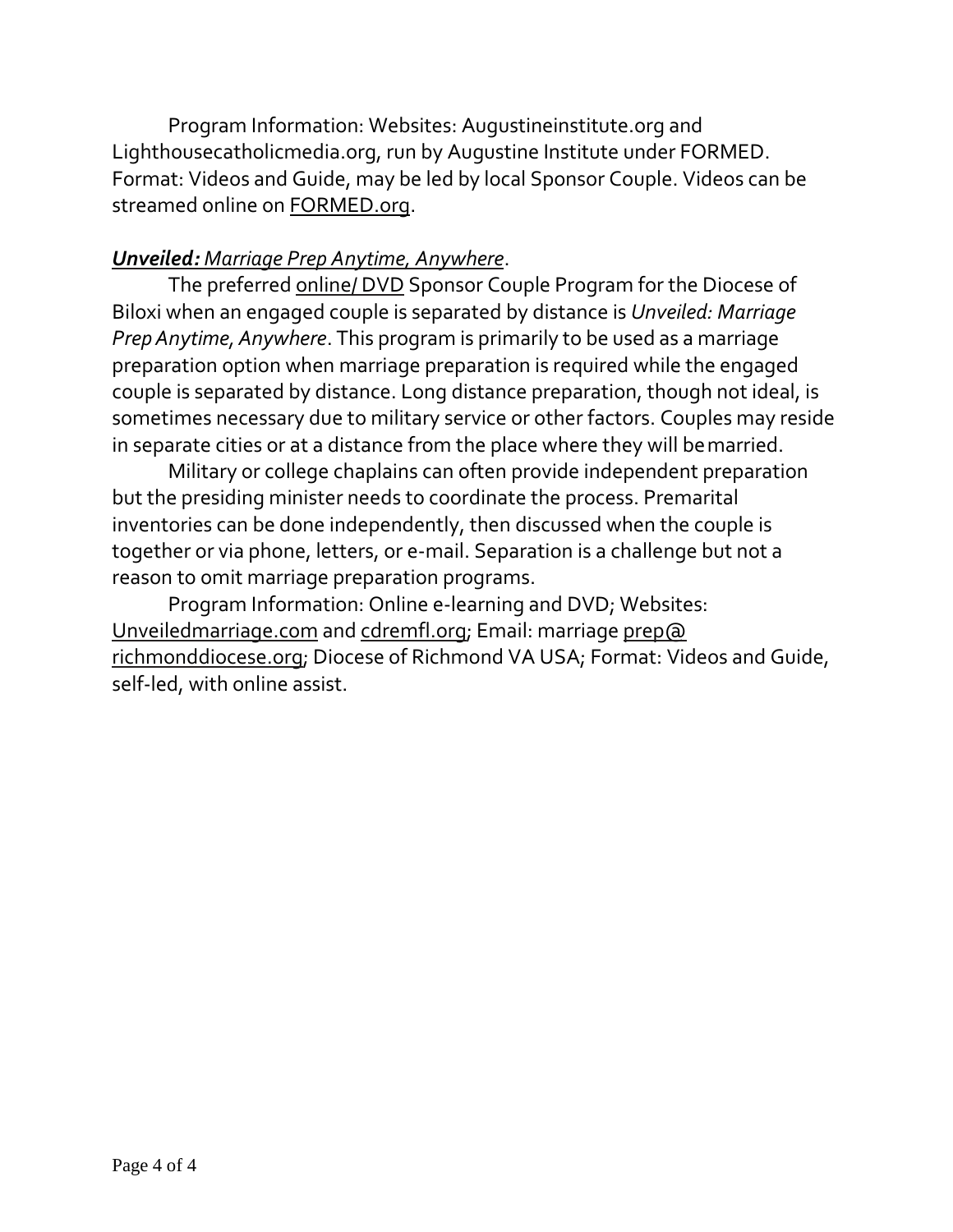Program Information: Websites: Augustineinstitute.org and Lighthousecatholicmedia.org, run by Augustine Institute under FORMED. Format: Videos and Guide, may be led by local Sponsor Couple. Videos can be streamed online on FORMED.org.

***Unveiled:*** *Marriage Prep Anytime, Anywhere*.

The preferred online/ DVD Sponsor Couple Program for the Diocese of Biloxi when an engaged couple is separated by distance is *Unveiled: Marriage Prep Anytime, Anywhere*. This program is primarily to be used as a marriage preparation option when marriage preparation is required while the engaged couple is separated by distance. Long distance preparation, though not ideal, is sometimes necessary due to military service or other factors. Couples may reside in separate cities or at a distance from the place where they will be married.

Military or college chaplains can often provide independent preparation but the presiding minister needs to coordinate the process. Premarital inventories can be done independently, then discussed when the couple is together or via phone, letters, or e-mail. Separation is a challenge but not a reason to omit marriage preparation programs.

Program Information: Online e-learning and DVD; Websites: Unveiledmarriage.com and cdremfl.org; Email: marriage prep@ richmonddiocese.org; Diocese of Richmond VA USA; Format: Videos and Guide, self-led, with online assist.